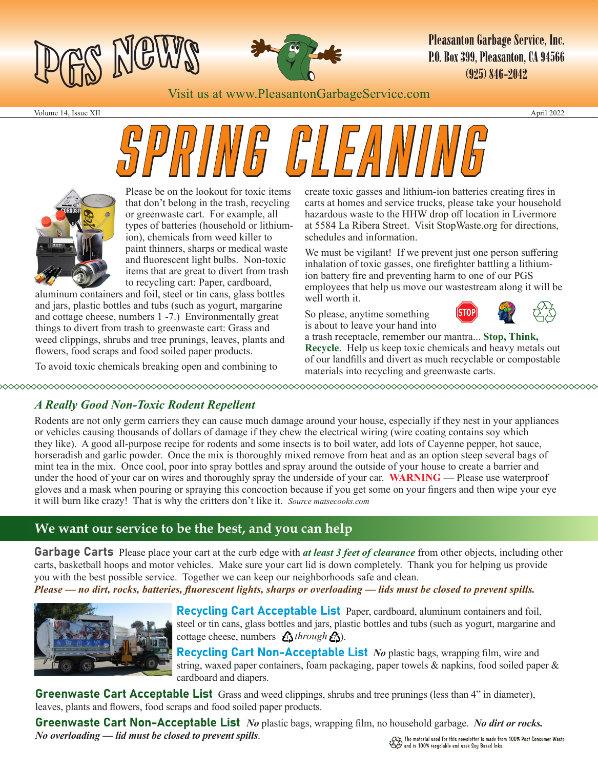# PGS News

Pleasanton Garbage Service, Inc.
P.O. Box 399, Pleasanton, CA 94566
(925) 846-2042

Visit us at www.PleasantonGarbageService.com

Volume 14, Issue XII April 2022

# SPRING CLEANING

Please be on the lookout for toxic items that don't belong in the trash, recycling or greenwaste cart. For example, all types of batteries (household or lithium-ion), chemicals from weed killer to paint thinners, sharps or medical waste and fluorescent light bulbs. Non-toxic items that are great to divert from trash to recycling cart: Paper, cardboard, aluminum containers and foil, steel or tin cans, glass bottles and jars, plastic bottles and tubs (such as yogurt, margarine and cottage cheese, numbers 1 -7.) Environmentally great things to divert from trash to greenwaste cart: Grass and weed clippings, shrubs and tree prunings, leaves, plants and flowers, food scraps and food soiled paper products.

To avoid toxic chemicals breaking open and combining to create toxic gasses and lithium-ion batteries creating fires in carts at homes and service trucks, please take your household hazardous waste to the HHW drop off location in Livermore at 5584 La Ribera Street. Visit StopWaste.org for directions, schedules and information.

We must be vigilant! If we prevent just one person suffering inhalation of toxic gasses, one firefighter battling a lithium-ion battery fire and preventing harm to one of our PGS employees that help us move our wastestream along it will be well worth it.

So please, anytime something is about to leave your hand into a trash receptacle, remember our mantra... **Stop, Think, Recycle**. Help us keep toxic chemicals and heavy metals out of our landfills and divert as much recyclable or compostable materials into recycling and greenwaste carts.

### *A Really Good Non-Toxic Rodent Repellent*

Rodents are not only germ carriers they can cause much damage around your house, especially if they nest in your appliances or vehicles causing thousands of dollars of damage if they chew the electrical wiring (wire coating contains soy which they like). A good all-purpose recipe for rodents and some insects is to boil water, add lots of Cayenne pepper, hot sauce, horseradish and garlic powder. Once the mix is thoroughly mixed remove from heat and as an option steep several bags of mint tea in the mix. Once cool, poor into spray bottles and spray around the outside of your house to create a barrier and under the hood of your car on wires and thoroughly spray the underside of your car. **WARNING** — Please use waterproof gloves and a mask when pouring or spraying this concoction because if you get some on your fingers and then wipe your eye it will burn like crazy! That is why the critters don't like it. *Source matsecooks.com*

## We want our service to be the best, and you can help

**Garbage Carts** Please place your cart at the curb edge with ***at least 3 feet of clearance*** from other objects, including other carts, basketball hoops and motor vehicles. Make sure your cart lid is down completely. Thank you for helping us provide you with the best possible service. Together we can keep our neighborhoods safe and clean.
***Please — no dirt, rocks, batteries, fluorescent lights, sharps or overloading — lids must be closed to prevent spills.***

**Recycling Cart Acceptable List** Paper, cardboard, aluminum containers and foil, steel or tin cans, glass bottles and jars, plastic bottles and tubs (such as yogurt, margarine and cottage cheese, numbers ♳ *through* ♹).

**Recycling Cart Non-Acceptable List** ***No*** plastic bags, wrapping film, wire and string, waxed paper containers, foam packaging, paper towels & napkins, food soiled paper & cardboard and diapers.

**Greenwaste Cart Acceptable List** Grass and weed clippings, shrubs and tree prunings (less than 4" in diameter), leaves, plants and flowers, food scraps and food soiled paper products.

**Greenwaste Cart Non-Acceptable List** ***No*** plastic bags, wrapping film, no household garbage. ***No dirt or rocks. No overloading — lid must be closed to prevent spills***.

The material used for this newsletter is made from 100% Post Consumer Waste and is 100% recyclable and uses Soy Based Inks.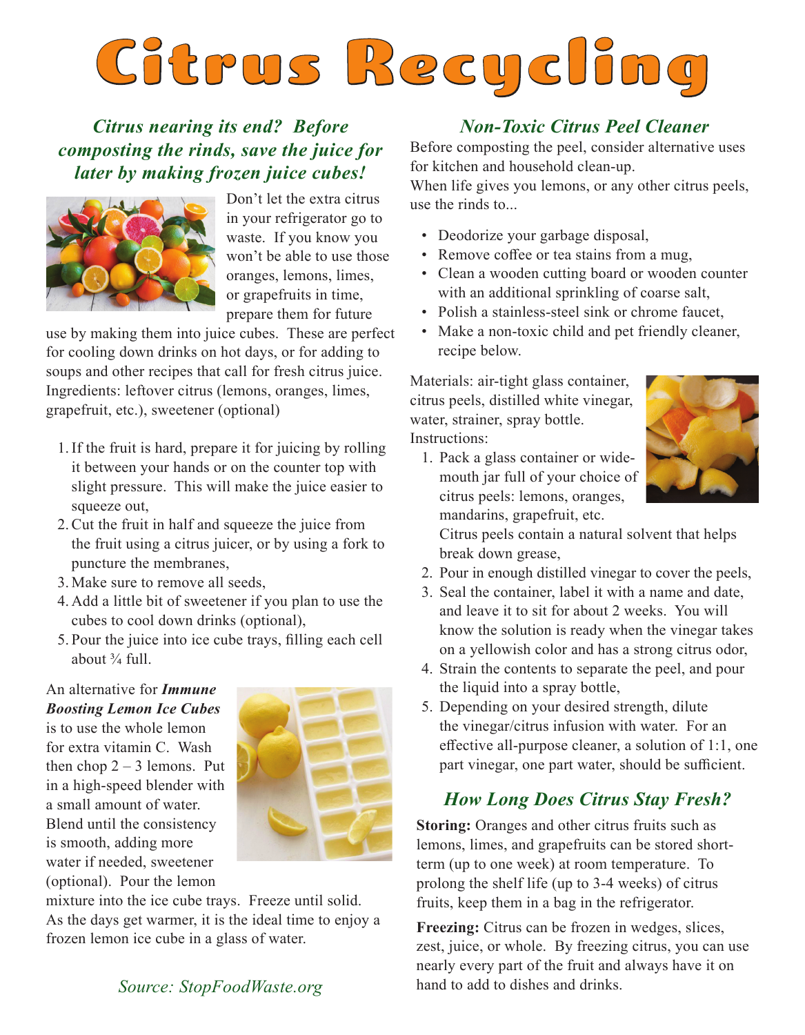# Citrus Recycling

## *Citrus nearing its end? Before composting the rinds, save the juice for later by making frozen juice cubes!*

Don't let the extra citrus in your refrigerator go to waste. If you know you won't be able to use those oranges, lemons, limes, or grapefruits in time, prepare them for future use by making them into juice cubes. These are perfect for cooling down drinks on hot days, or for adding to soups and other recipes that call for fresh citrus juice. Ingredients: leftover citrus (lemons, oranges, limes, grapefruit, etc.), sweetener (optional)

1. If the fruit is hard, prepare it for juicing by rolling it between your hands or on the counter top with slight pressure. This will make the juice easier to squeeze out,
2. Cut the fruit in half and squeeze the juice from the fruit using a citrus juicer, or by using a fork to puncture the membranes,
3. Make sure to remove all seeds,
4. Add a little bit of sweetener if you plan to use the cubes to cool down drinks (optional),
5. Pour the juice into ice cube trays, filling each cell about ¾ full.

An alternative for ***Immune Boosting Lemon Ice Cubes*** is to use the whole lemon for extra vitamin C. Wash then chop 2 – 3 lemons. Put in a high-speed blender with a small amount of water. Blend until the consistency is smooth, adding more water if needed, sweetener (optional). Pour the lemon mixture into the ice cube trays. Freeze until solid. As the days get warmer, it is the ideal time to enjoy a frozen lemon ice cube in a glass of water.

*Source: StopFoodWaste.org*

## *Non-Toxic Citrus Peel Cleaner*

Before composting the peel, consider alternative uses for kitchen and household clean-up.
When life gives you lemons, or any other citrus peels, use the rinds to...

- Deodorize your garbage disposal,
- Remove coffee or tea stains from a mug,
- Clean a wooden cutting board or wooden counter with an additional sprinkling of coarse salt,
- Polish a stainless-steel sink or chrome faucet,
- Make a non-toxic child and pet friendly cleaner, recipe below.

Materials: air-tight glass container, citrus peels, distilled white vinegar, water, strainer, spray bottle.
Instructions:

1. Pack a glass container or wide-mouth jar full of your choice of citrus peels: lemons, oranges, mandarins, grapefruit, etc. Citrus peels contain a natural solvent that helps break down grease,
2. Pour in enough distilled vinegar to cover the peels,
3. Seal the container, label it with a name and date, and leave it to sit for about 2 weeks. You will know the solution is ready when the vinegar takes on a yellowish color and has a strong citrus odor,
4. Strain the contents to separate the peel, and pour the liquid into a spray bottle,
5. Depending on your desired strength, dilute the vinegar/citrus infusion with water. For an effective all-purpose cleaner, a solution of 1:1, one part vinegar, one part water, should be sufficient.

## *How Long Does Citrus Stay Fresh?*

**Storing:** Oranges and other citrus fruits such as lemons, limes, and grapefruits can be stored short-term (up to one week) at room temperature. To prolong the shelf life (up to 3-4 weeks) of citrus fruits, keep them in a bag in the refrigerator.

**Freezing:** Citrus can be frozen in wedges, slices, zest, juice, or whole. By freezing citrus, you can use nearly every part of the fruit and always have it on hand to add to dishes and drinks.